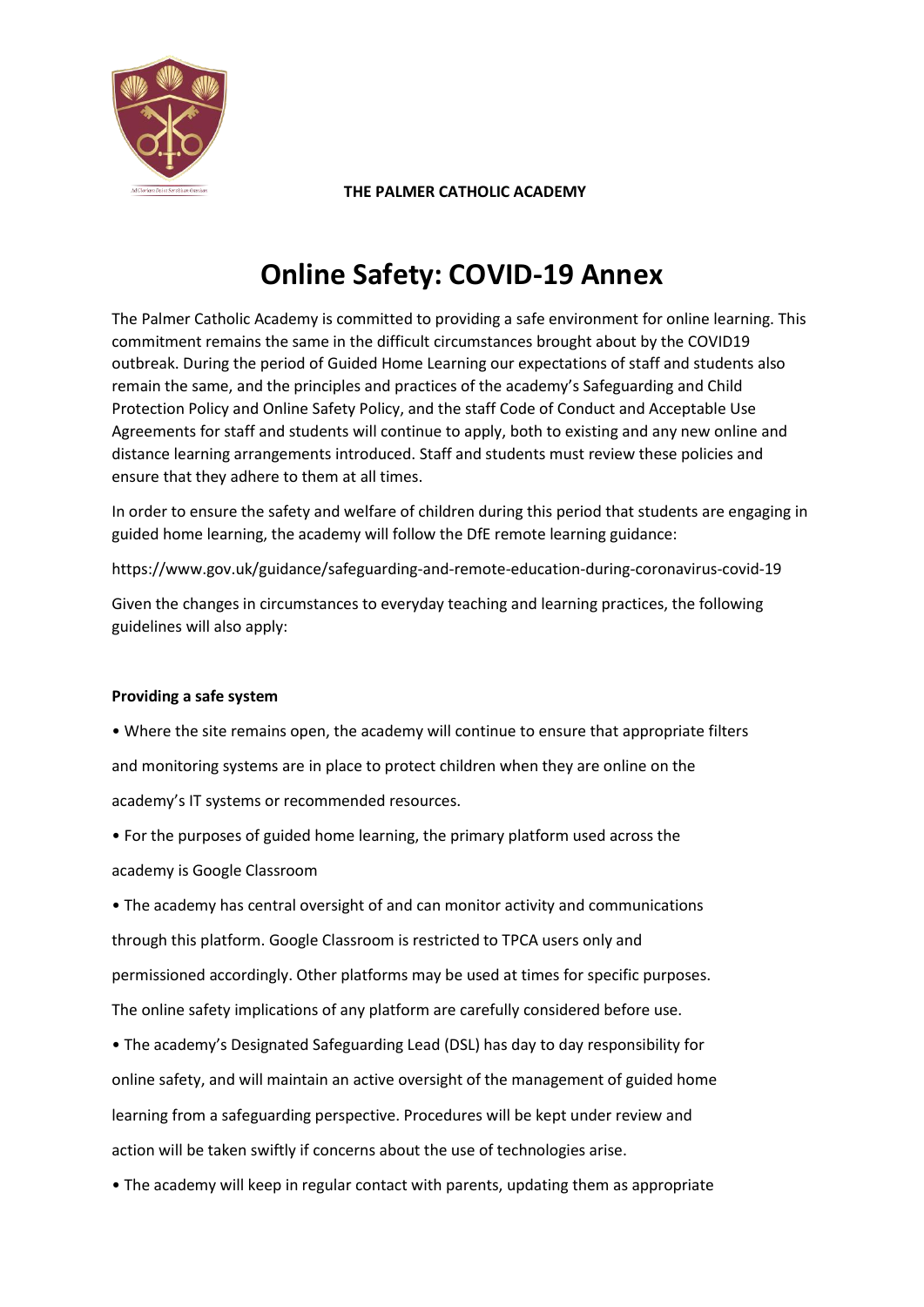**THE PALMER CATHOLIC ACADEMY**

# Online Safety: COVID-19 Annex

The Palmer Catholic Academy is committed to providing a safe environment for online learning. This commitment remains the same in the difficult circumstances brought about by the COVID19 outbreak. During the period of Guided Home Learning our expectations of staff and students also remain the same, and the principles and practices of the academy's Safeguarding and Child Protection Policy and Online Safety Policy, and the staff Code of Conduct and Acceptable Use Agreements for staff and students will continue to apply, both to existing and any new online and distance learning arrangements introduced. Staff and students must review these policies and ensure that they adhere to them at all times.

In order to ensure the safety and welfare of children during this period that students are engaging in guided home learning, the academy will follow the DfE remote learning guidance:

https://www.gov.uk/guidance/safeguarding-and-remote-education-during-coronavirus-covid-19

Given the changes in circumstances to everyday teaching and learning practices, the following guidelines will also apply:

**Providing a safe system**

- Where the site remains open, the academy will continue to ensure that appropriate filters and monitoring systems are in place to protect children when they are online on the academy's IT systems or recommended resources.
- For the purposes of guided home learning, the primary platform used across the academy is Google Classroom
- The academy has central oversight of and can monitor activity and communications through this platform. Google Classroom is restricted to TPCA users only and permissioned accordingly. Other platforms may be used at times for specific purposes. The online safety implications of any platform are carefully considered before use.
- The academy's Designated Safeguarding Lead (DSL) has day to day responsibility for online safety, and will maintain an active oversight of the management of guided home learning from a safeguarding perspective. Procedures will be kept under review and action will be taken swiftly if concerns about the use of technologies arise.
- The academy will keep in regular contact with parents, updating them as appropriate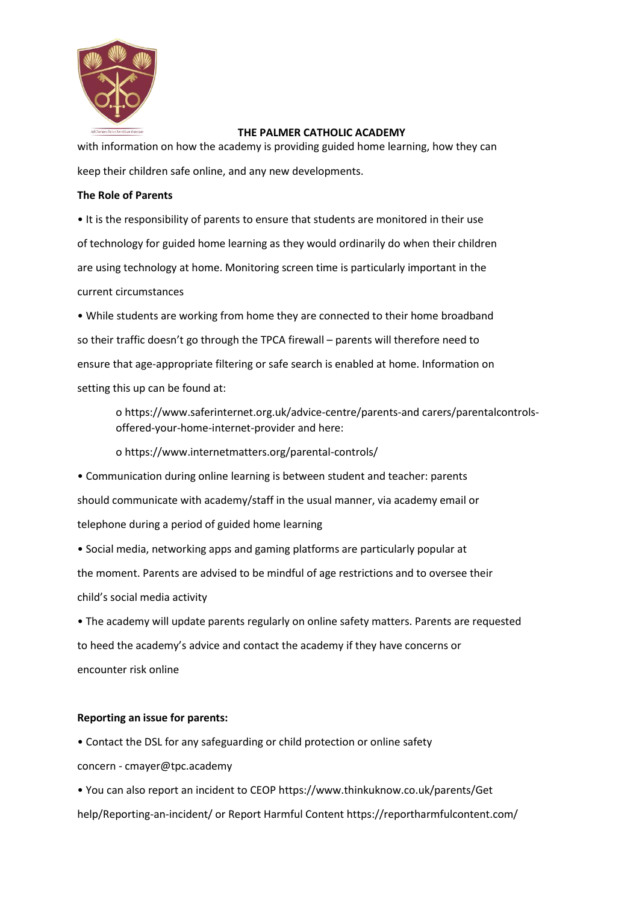with information on how the academy is providing guided home learning, how they can keep their children safe online, and any new developments.

**The Role of Parents**

- It is the responsibility of parents to ensure that students are monitored in their use of technology for guided home learning as they would ordinarily do when their children are using technology at home. Monitoring screen time is particularly important in the current circumstances
- While students are working from home they are connected to their home broadband so their traffic doesn't go through the TPCA firewall – parents will therefore need to ensure that age-appropriate filtering or safe search is enabled at home. Information on setting this up can be found at:
    - https://www.saferinternet.org.uk/advice-centre/parents-and carers/parentalcontrols-offered-your-home-internet-provider and here:
    - https://www.internetmatters.org/parental-controls/
- Communication during online learning is between student and teacher: parents should communicate with academy/staff in the usual manner, via academy email or telephone during a period of guided home learning
- Social media, networking apps and gaming platforms are particularly popular at the moment. Parents are advised to be mindful of age restrictions and to oversee their child's social media activity
- The academy will update parents regularly on online safety matters. Parents are requested to heed the academy's advice and contact the academy if they have concerns or encounter risk online

**Reporting an issue for parents:**

- Contact the DSL for any safeguarding or child protection or online safety concern - cmayer@tpc.academy
- You can also report an incident to CEOP https://www.thinkuknow.co.uk/parents/Get help/Reporting-an-incident/ or Report Harmful Content https://reportharmfulcontent.com/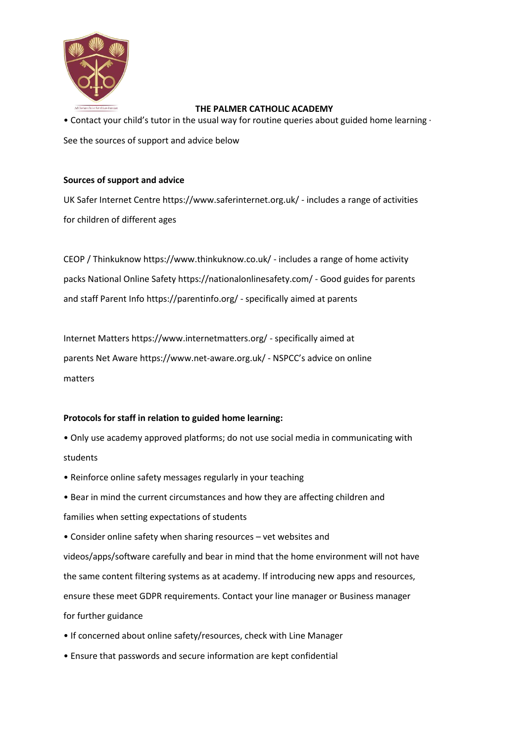**THE PALMER CATHOLIC ACADEMY**

• Contact your child's tutor in the usual way for routine queries about guided home learning · See the sources of support and advice below

**Sources of support and advice**

UK Safer Internet Centre https://www.saferinternet.org.uk/ - includes a range of activities for children of different ages

CEOP / Thinkuknow https://www.thinkuknow.co.uk/ - includes a range of home activity packs National Online Safety https://nationalonlinesafety.com/ - Good guides for parents and staff Parent Info https://parentinfo.org/ - specifically aimed at parents

Internet Matters https://www.internetmatters.org/ - specifically aimed at parents Net Aware https://www.net-aware.org.uk/ - NSPCC's advice on online matters

**Protocols for staff in relation to guided home learning:**

• Only use academy approved platforms; do not use social media in communicating with students

• Reinforce online safety messages regularly in your teaching

• Bear in mind the current circumstances and how they are affecting children and families when setting expectations of students

• Consider online safety when sharing resources – vet websites and videos/apps/software carefully and bear in mind that the home environment will not have the same content filtering systems as at academy. If introducing new apps and resources, ensure these meet GDPR requirements. Contact your line manager or Business manager for further guidance

• If concerned about online safety/resources, check with Line Manager

• Ensure that passwords and secure information are kept confidential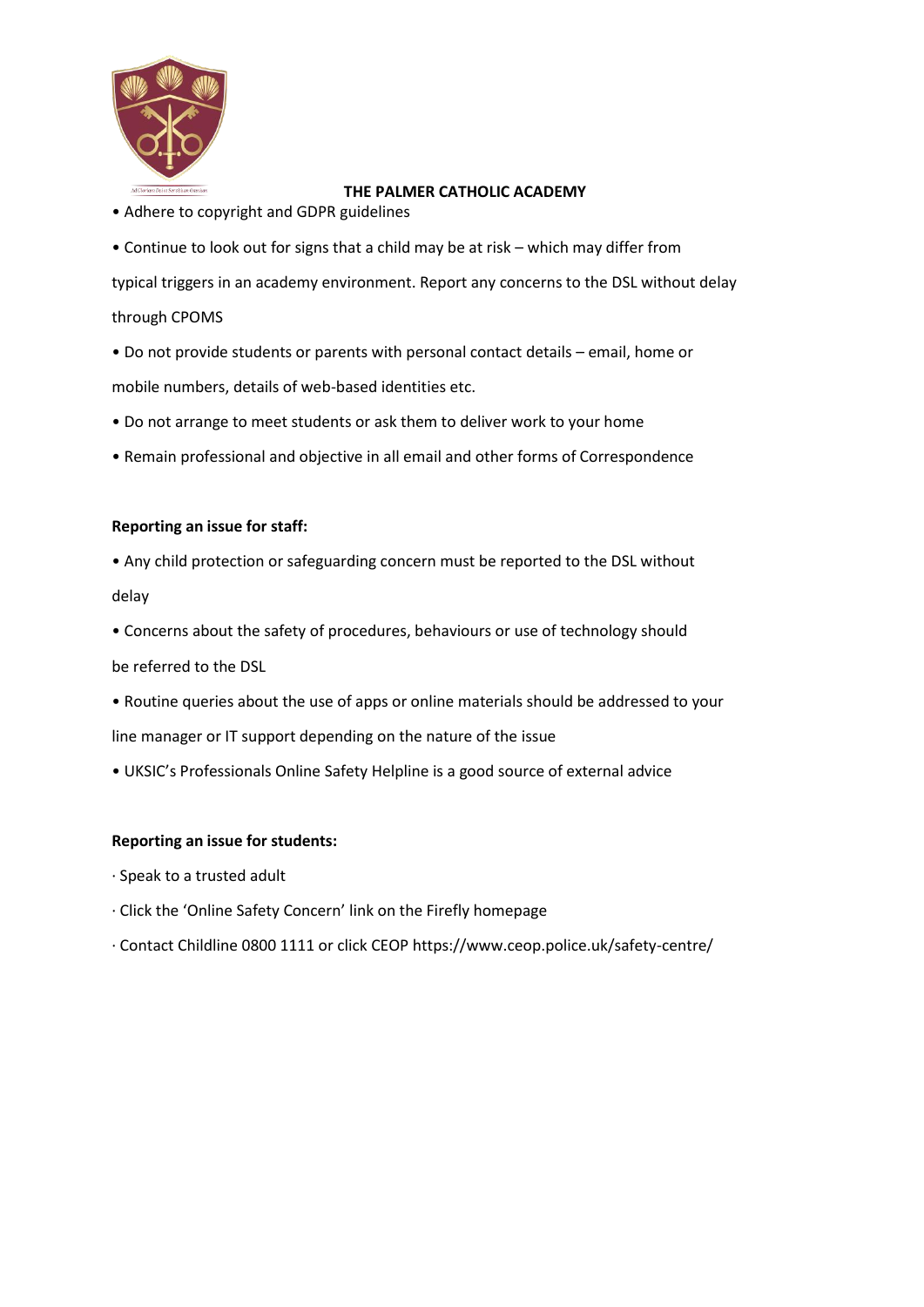THE PALMER CATHOLIC ACADEMY

- Adhere to copyright and GDPR guidelines
- Continue to look out for signs that a child may be at risk – which may differ from typical triggers in an academy environment. Report any concerns to the DSL without delay through CPOMS
- Do not provide students or parents with personal contact details – email, home or mobile numbers, details of web-based identities etc.
- Do not arrange to meet students or ask them to deliver work to your home
- Remain professional and objective in all email and other forms of Correspondence

**Reporting an issue for staff:**

- Any child protection or safeguarding concern must be reported to the DSL without delay
- Concerns about the safety of procedures, behaviours or use of technology should be referred to the DSL
- Routine queries about the use of apps or online materials should be addressed to your line manager or IT support depending on the nature of the issue
- UKSIC's Professionals Online Safety Helpline is a good source of external advice

**Reporting an issue for students:**

- Speak to a trusted adult
- Click the 'Online Safety Concern' link on the Firefly homepage
- Contact Childline 0800 1111 or click CEOP https://www.ceop.police.uk/safety-centre/